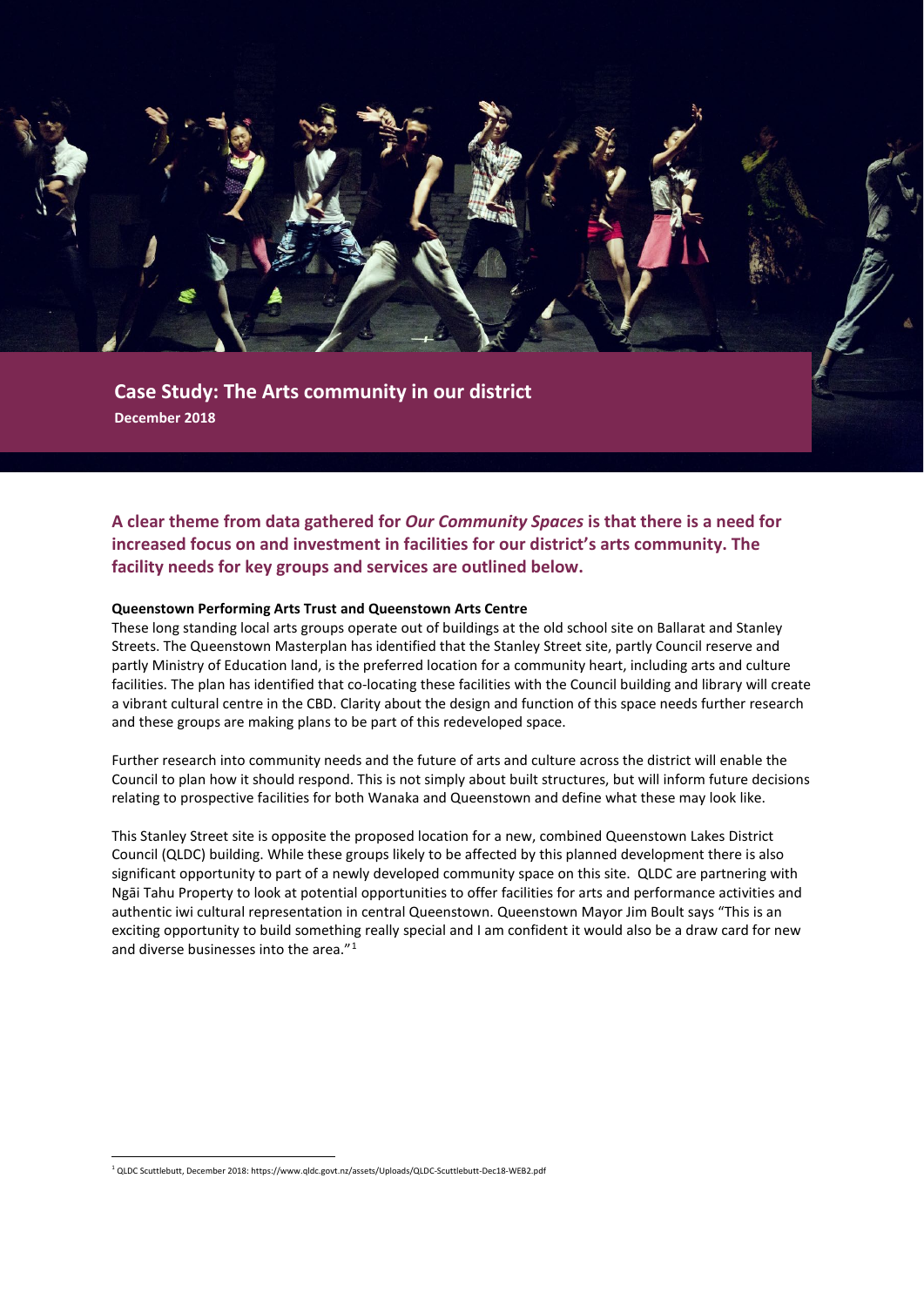# Case Study: The Arts community in our district

**December 2018**

## A clear theme from data gathered for *Our Community Spaces* is that there is a need for increased focus on and investment in facilities for our district's arts community. The facility needs for key groups and services are outlined below.

**Queenstown Performing Arts Trust and Queenstown Arts Centre**

These long standing local arts groups operate out of buildings at the old school site on Ballarat and Stanley Streets. The Queenstown Masterplan has identified that the Stanley Street site, partly Council reserve and partly Ministry of Education land, is the preferred location for a community heart, including arts and culture facilities. The plan has identified that co-locating these facilities with the Council building and library will create a vibrant cultural centre in the CBD. Clarity about the design and function of this space needs further research and these groups are making plans to be part of this redeveloped space.

Further research into community needs and the future of arts and culture across the district will enable the Council to plan how it should respond. This is not simply about built structures, but will inform future decisions relating to prospective facilities for both Wanaka and Queenstown and define what these may look like.

This Stanley Street site is opposite the proposed location for a new, combined Queenstown Lakes District Council (QLDC) building. While these groups likely to be affected by this planned development there is also significant opportunity to part of a newly developed community space on this site. QLDC are partnering with Ngāi Tahu Property to look at potential opportunities to offer facilities for arts and performance activities and authentic iwi cultural representation in central Queenstown. Queenstown Mayor Jim Boult says "This is an exciting opportunity to build something really special and I am confident it would also be a draw card for new and diverse businesses into the area."[1]

---

[1] QLDC Scuttlebutt, December 2018: https://www.qldc.govt.nz/assets/Uploads/QLDC-Scuttlebutt-Dec18-WEB2.pdf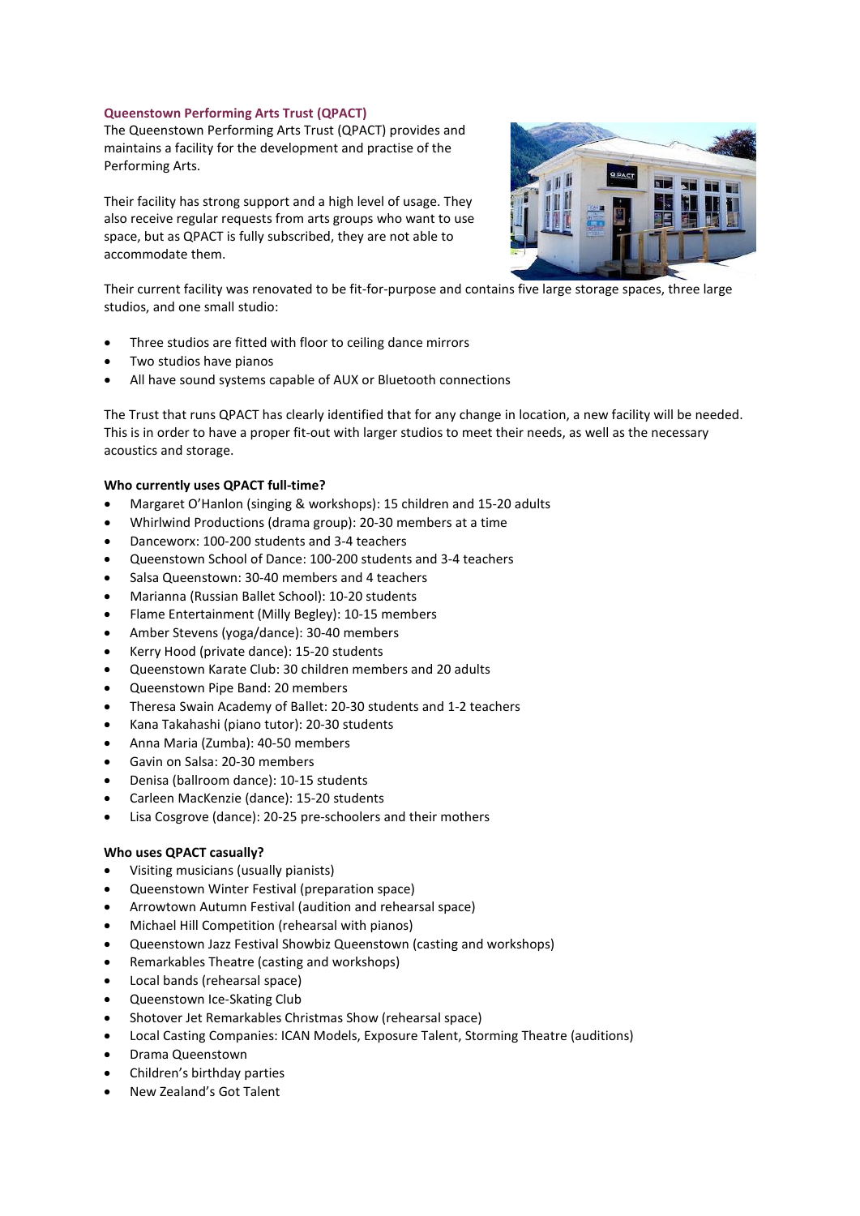### Queenstown Performing Arts Trust (QPACT)

The Queenstown Performing Arts Trust (QPACT) provides and maintains a facility for the development and practise of the Performing Arts.

Their facility has strong support and a high level of usage. They also receive regular requests from arts groups who want to use space, but as QPACT is fully subscribed, they are not able to accommodate them.

Their current facility was renovated to be fit-for-purpose and contains five large storage spaces, three large studios, and one small studio:

- Three studios are fitted with floor to ceiling dance mirrors
- Two studios have pianos
- All have sound systems capable of AUX or Bluetooth connections

The Trust that runs QPACT has clearly identified that for any change in location, a new facility will be needed. This is in order to have a proper fit-out with larger studios to meet their needs, as well as the necessary acoustics and storage.

**Who currently uses QPACT full-time?**

- Margaret O'Hanlon (singing & workshops): 15 children and 15-20 adults
- Whirlwind Productions (drama group): 20-30 members at a time
- Danceworx: 100-200 students and 3-4 teachers
- Queenstown School of Dance: 100-200 students and 3-4 teachers
- Salsa Queenstown: 30-40 members and 4 teachers
- Marianna (Russian Ballet School): 10-20 students
- Flame Entertainment (Milly Begley): 10-15 members
- Amber Stevens (yoga/dance): 30-40 members
- Kerry Hood (private dance): 15-20 students
- Queenstown Karate Club: 30 children members and 20 adults
- Queenstown Pipe Band: 20 members
- Theresa Swain Academy of Ballet: 20-30 students and 1-2 teachers
- Kana Takahashi (piano tutor): 20-30 students
- Anna Maria (Zumba): 40-50 members
- Gavin on Salsa: 20-30 members
- Denisa (ballroom dance): 10-15 students
- Carleen MacKenzie (dance): 15-20 students
- Lisa Cosgrove (dance): 20-25 pre-schoolers and their mothers

**Who uses QPACT casually?**

- Visiting musicians (usually pianists)
- Queenstown Winter Festival (preparation space)
- Arrowtown Autumn Festival (audition and rehearsal space)
- Michael Hill Competition (rehearsal with pianos)
- Queenstown Jazz Festival Showbiz Queenstown (casting and workshops)
- Remarkables Theatre (casting and workshops)
- Local bands (rehearsal space)
- Queenstown Ice-Skating Club
- Shotover Jet Remarkables Christmas Show (rehearsal space)
- Local Casting Companies: ICAN Models, Exposure Talent, Storming Theatre (auditions)
- Drama Queenstown
- Children's birthday parties
- New Zealand's Got Talent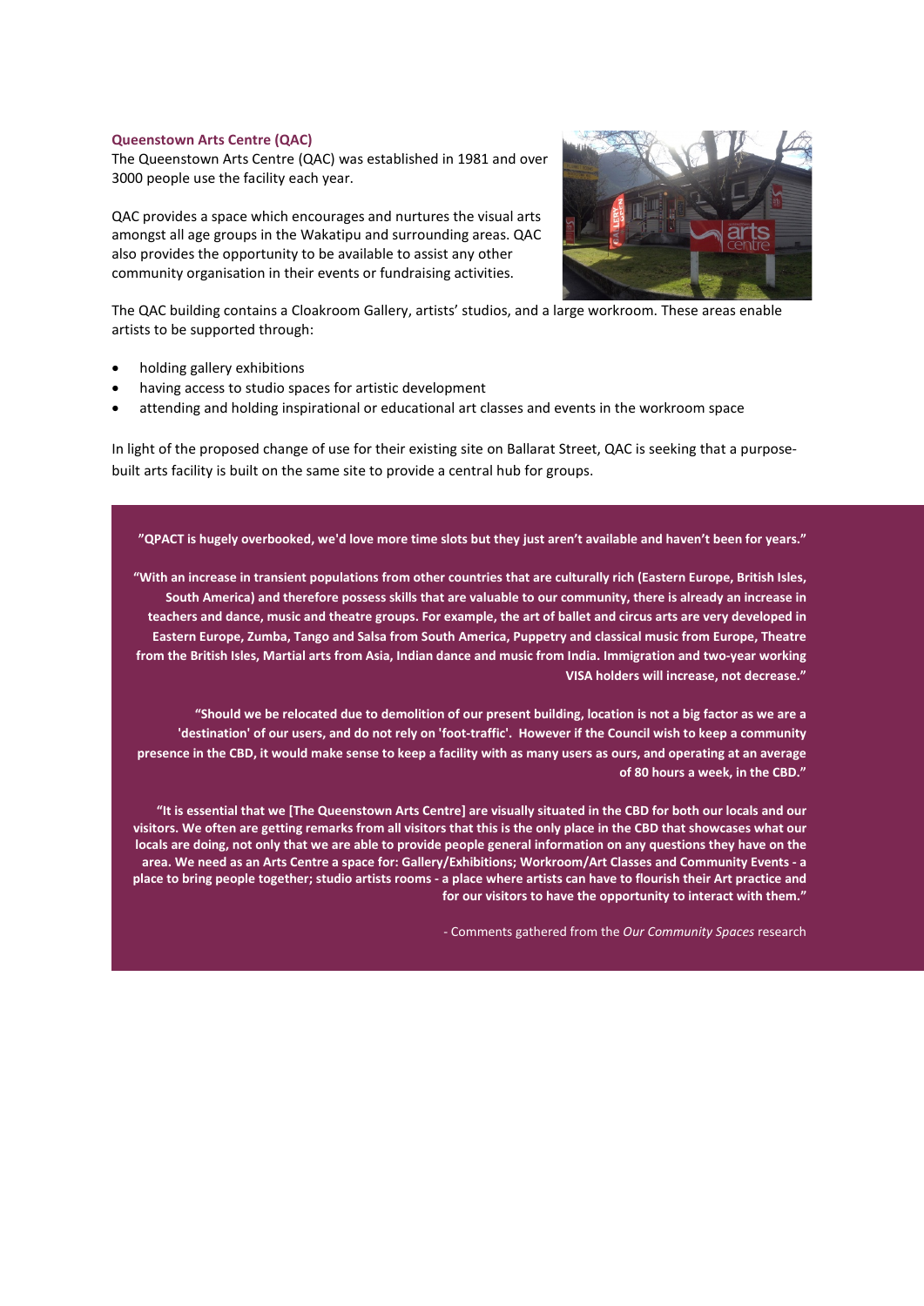### Queenstown Arts Centre (QAC)

The Queenstown Arts Centre (QAC) was established in 1981 and over 3000 people use the facility each year.

QAC provides a space which encourages and nurtures the visual arts amongst all age groups in the Wakatipu and surrounding areas. QAC also provides the opportunity to be available to assist any other community organisation in their events or fundraising activities.

The QAC building contains a Cloakroom Gallery, artists' studios, and a large workroom. These areas enable artists to be supported through:

- holding gallery exhibitions
- having access to studio spaces for artistic development
- attending and holding inspirational or educational art classes and events in the workroom space

In light of the proposed change of use for their existing site on Ballarat Street, QAC is seeking that a purpose-built arts facility is built on the same site to provide a central hub for groups.

**"QPACT is hugely overbooked, we'd love more time slots but they just aren't available and haven't been for years."**

**"With an increase in transient populations from other countries that are culturally rich (Eastern Europe, British Isles, South America) and therefore possess skills that are valuable to our community, there is already an increase in teachers and dance, music and theatre groups. For example, the art of ballet and circus arts are very developed in Eastern Europe, Zumba, Tango and Salsa from South America, Puppetry and classical music from Europe, Theatre from the British Isles, Martial arts from Asia, Indian dance and music from India. Immigration and two-year working VISA holders will increase, not decrease."**

**"Should we be relocated due to demolition of our present building, location is not a big factor as we are a 'destination' of our users, and do not rely on 'foot-traffic'. However if the Council wish to keep a community presence in the CBD, it would make sense to keep a facility with as many users as ours, and operating at an average of 80 hours a week, in the CBD."**

**"It is essential that we [The Queenstown Arts Centre] are visually situated in the CBD for both our locals and our visitors. We often are getting remarks from all visitors that this is the only place in the CBD that showcases what our locals are doing, not only that we are able to provide people general information on any questions they have on the area. We need as an Arts Centre a space for: Gallery/Exhibitions; Workroom/Art Classes and Community Events - a place to bring people together; studio artists rooms - a place where artists can have to flourish their Art practice and for our visitors to have the opportunity to interact with them."**

- Comments gathered from the *Our Community Spaces* research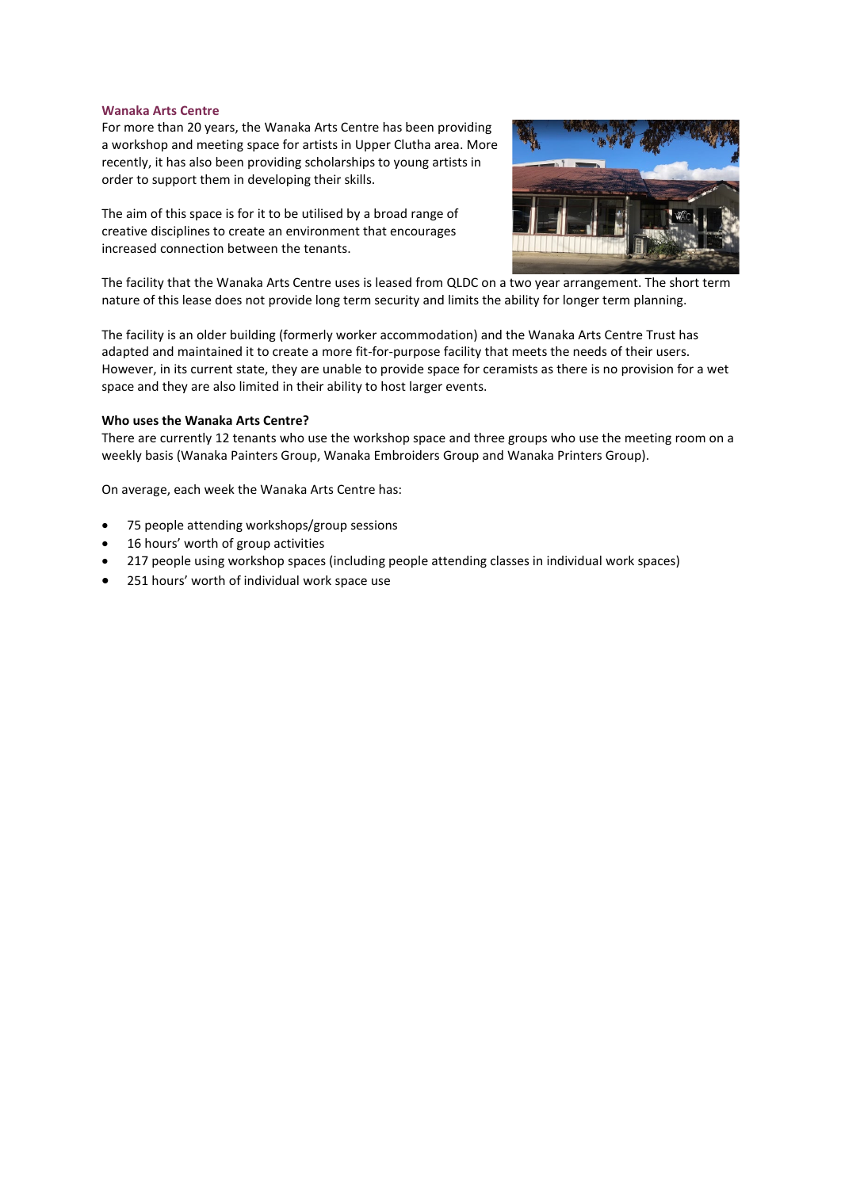## Wanaka Arts Centre

For more than 20 years, the Wanaka Arts Centre has been providing a workshop and meeting space for artists in Upper Clutha area. More recently, it has also been providing scholarships to young artists in order to support them in developing their skills.

The aim of this space is for it to be utilised by a broad range of creative disciplines to create an environment that encourages increased connection between the tenants.

The facility that the Wanaka Arts Centre uses is leased from QLDC on a two year arrangement. The short term nature of this lease does not provide long term security and limits the ability for longer term planning.

The facility is an older building (formerly worker accommodation) and the Wanaka Arts Centre Trust has adapted and maintained it to create a more fit-for-purpose facility that meets the needs of their users. However, in its current state, they are unable to provide space for ceramists as there is no provision for a wet space and they are also limited in their ability to host larger events.

**Who uses the Wanaka Arts Centre?**

There are currently 12 tenants who use the workshop space and three groups who use the meeting room on a weekly basis (Wanaka Painters Group, Wanaka Embroiders Group and Wanaka Printers Group).

On average, each week the Wanaka Arts Centre has:

- 75 people attending workshops/group sessions
- 16 hours' worth of group activities
- 217 people using workshop spaces (including people attending classes in individual work spaces)
- 251 hours' worth of individual work space use